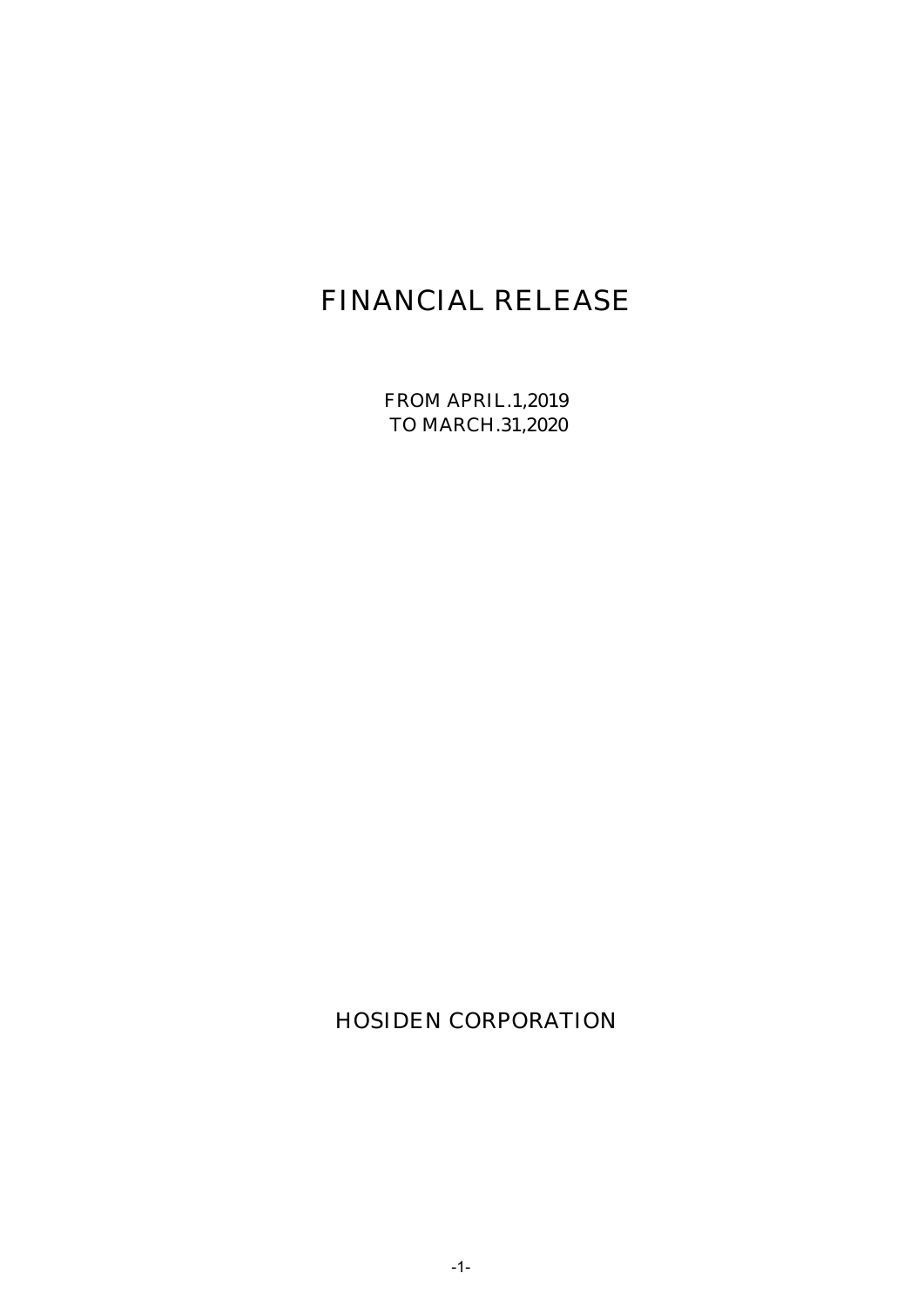# FINANCIAL RELEASE

FROM APRIL.1,2019
TO MARCH.31,2020

HOSIDEN CORPORATION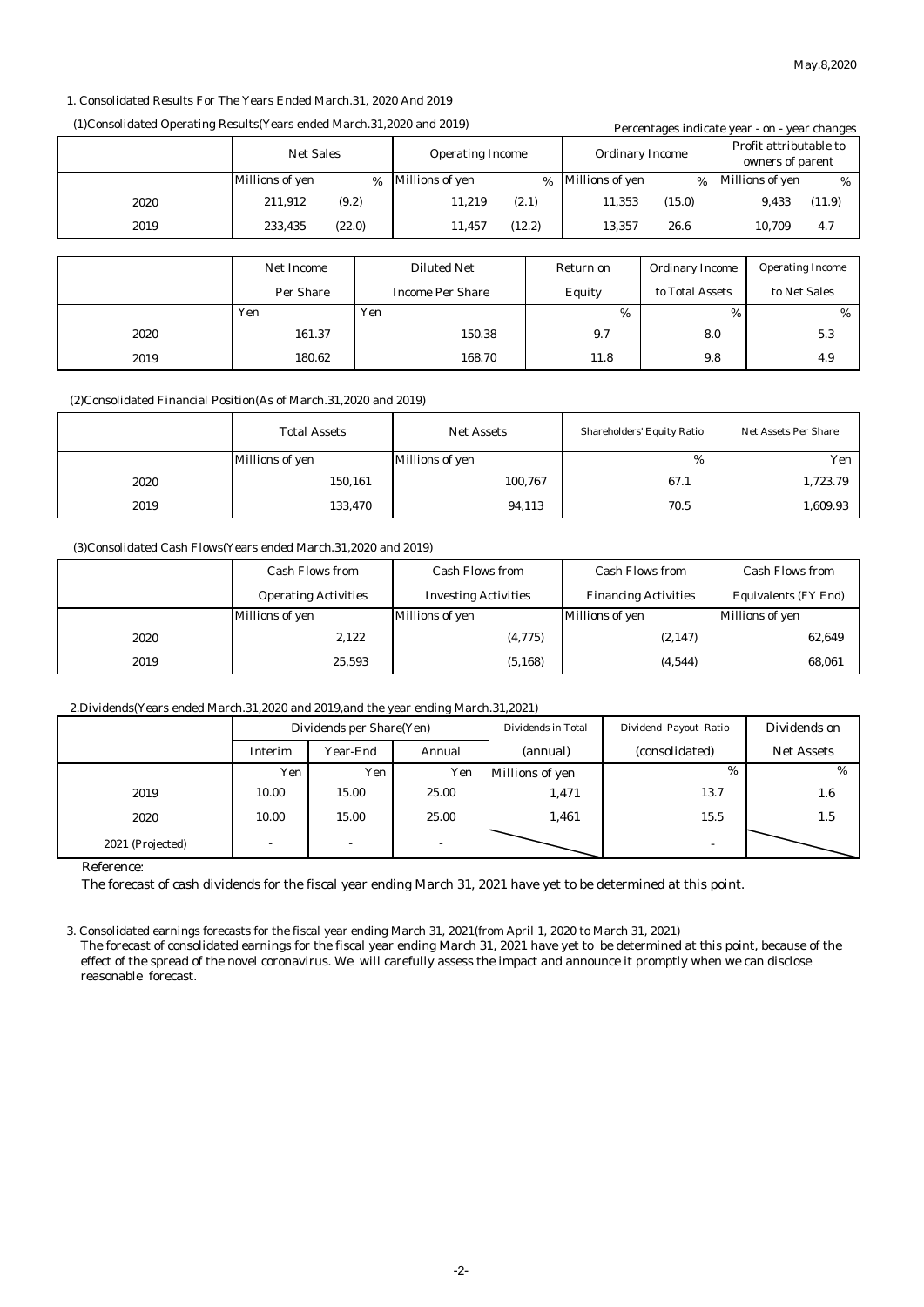May.8,2020

## 1. Consolidated Results For The Years Ended March.31, 2020 And 2019

### (1)Consolidated Operating Results(Years ended March.31,2020 and 2019)

Percentages indicate year - on - year changes

| | Net Sales | | Operating Income | | Ordinary Income | | Profit attributable to owners of parent | |
|---|---|---|---|---|---|---|---|---|
| | Millions of yen | % | Millions of yen | % | Millions of yen | % | Millions of yen | % |
| 2020 | 211,912 | (9.2) | 11,219 | (2.1) | 11,353 | (15.0) | 9,433 | (11.9) |
| 2019 | 233,435 | (22.0) | 11,457 | (12.2) | 13,357 | 26.6 | 10,709 | 4.7 |

| | Net Income Per Share | Diluted Net Income Per Share | Return on Equity | Ordinary Income to Total Assets | Operating Income to Net Sales |
|---|---|---|---|---|---|
| | Yen | Yen | % | % | % |
| 2020 | 161.37 | 150.38 | 9.7 | 8.0 | 5.3 |
| 2019 | 180.62 | 168.70 | 11.8 | 9.8 | 4.9 |

### (2)Consolidated Financial Position(As of March.31,2020 and 2019)

| | Total Assets | Net Assets | Shareholders' Equity Ratio | Net Assets Per Share |
|---|---|---|---|---|
| | Millions of yen | Millions of yen | % | Yen |
| 2020 | 150,161 | 100,767 | 67.1 | 1,723.79 |
| 2019 | 133,470 | 94,113 | 70.5 | 1,609.93 |

### (3)Consolidated Cash Flows(Years ended March.31,2020 and 2019)

| | Cash Flows from Operating Activities | Cash Flows from Investing Activities | Cash Flows from Financing Activities | Cash Flows from Equivalents (FY End) |
|---|---|---|---|---|
| | Millions of yen | Millions of yen | Millions of yen | Millions of yen |
| 2020 | 2,122 | (4,775) | (2,147) | 62,649 |
| 2019 | 25,593 | (5,168) | (4,544) | 68,061 |

## 2.Dividends(Years ended March.31,2020 and 2019,and the year ending March.31,2021)

| | Dividends per Share(Yen) | | | Dividends in Total (annual) | Dividend Payout Ratio (consolidated) | Dividends on Net Assets |
|---|---|---|---|---|---|---|
| | Interim | Year-End | Annual | | | |
| | Yen | Yen | Yen | Millions of yen | % | % |
| 2019 | 10.00 | 15.00 | 25.00 | 1,471 | 13.7 | 1.6 |
| 2020 | 10.00 | 15.00 | 25.00 | 1,461 | 15.5 | 1.5 |
| 2021 (Projected) | - | - | - | | - | |

Reference:

The forecast of cash dividends for the fiscal year ending March 31, 2021 have yet to be determined at this point.

## 3. Consolidated earnings forecasts for the fiscal year ending March 31, 2021(from April 1, 2020 to March 31, 2021)

The forecast of consolidated earnings for the fiscal year ending March 31, 2021 have yet to be determined at this point, because of the effect of the spread of the novel coronavirus. We will carefully assess the impact and announce it promptly when we can disclose reasonable forecast.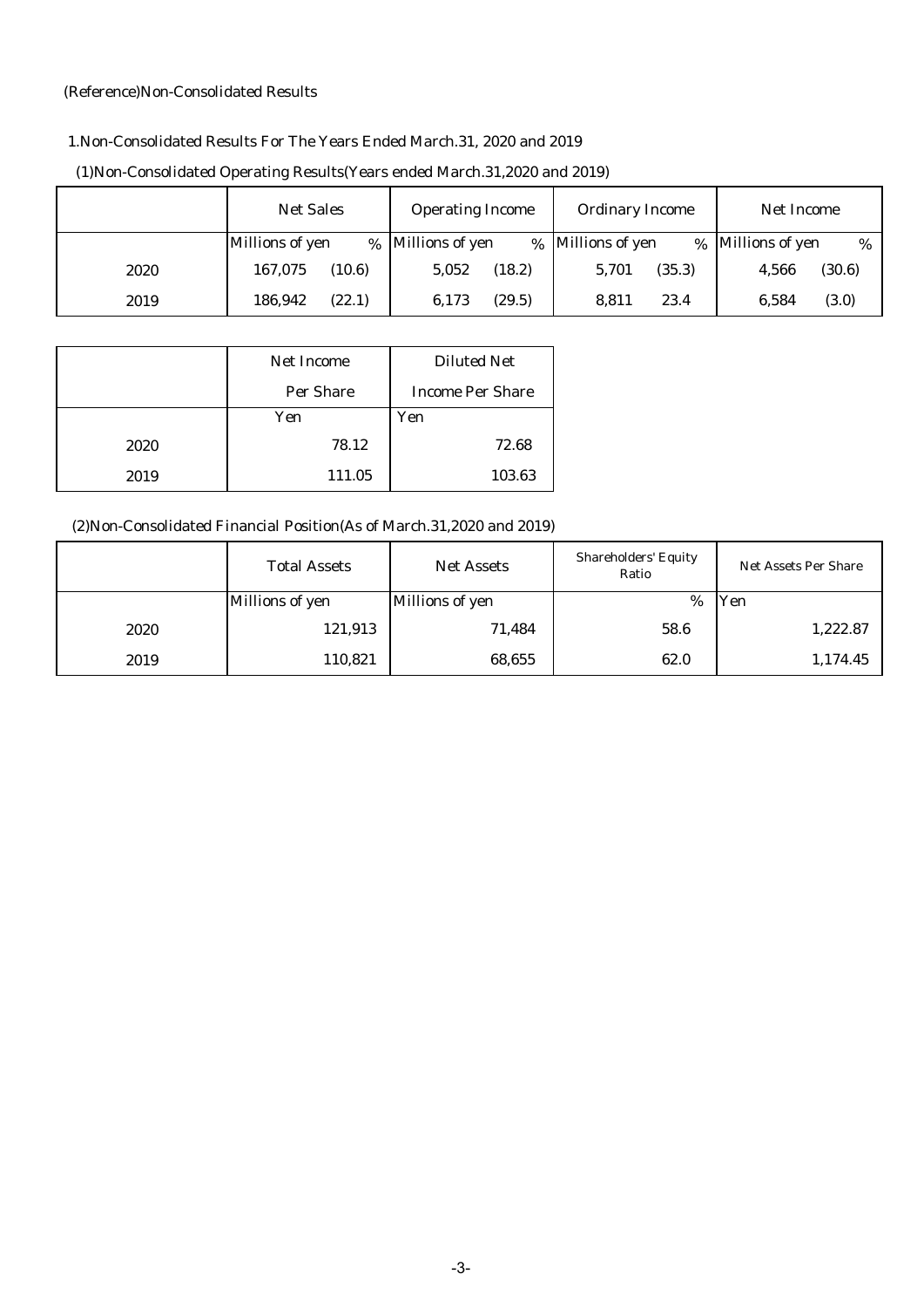(Reference)Non-Consolidated Results

1.Non-Consolidated Results For The Years Ended March.31, 2020 and 2019

(1)Non-Consolidated Operating Results(Years ended March.31,2020 and 2019)

| | Net Sales | | Operating Income | | Ordinary Income | | Net Income | |
|---|---|---|---|---|---|---|---|---|
| | Millions of yen | % | Millions of yen | % | Millions of yen | % | Millions of yen | % |
| 2020 | 167,075 | (10.6) | 5,052 | (18.2) | 5,701 | (35.3) | 4,566 | (30.6) |
| 2019 | 186,942 | (22.1) | 6,173 | (29.5) | 8,811 | 23.4 | 6,584 | (3.0) |

| | Net Income Per Share | Diluted Net Income Per Share |
|---|---|---|
| | Yen | Yen |
| 2020 | 78.12 | 72.68 |
| 2019 | 111.05 | 103.63 |

(2)Non-Consolidated Financial Position(As of March.31,2020 and 2019)

| | Total Assets | Net Assets | Shareholders' Equity Ratio | Net Assets Per Share |
|---|---|---|---|---|
| | Millions of yen | Millions of yen | % | Yen |
| 2020 | 121,913 | 71,484 | 58.6 | 1,222.87 |
| 2019 | 110,821 | 68,655 | 62.0 | 1,174.45 |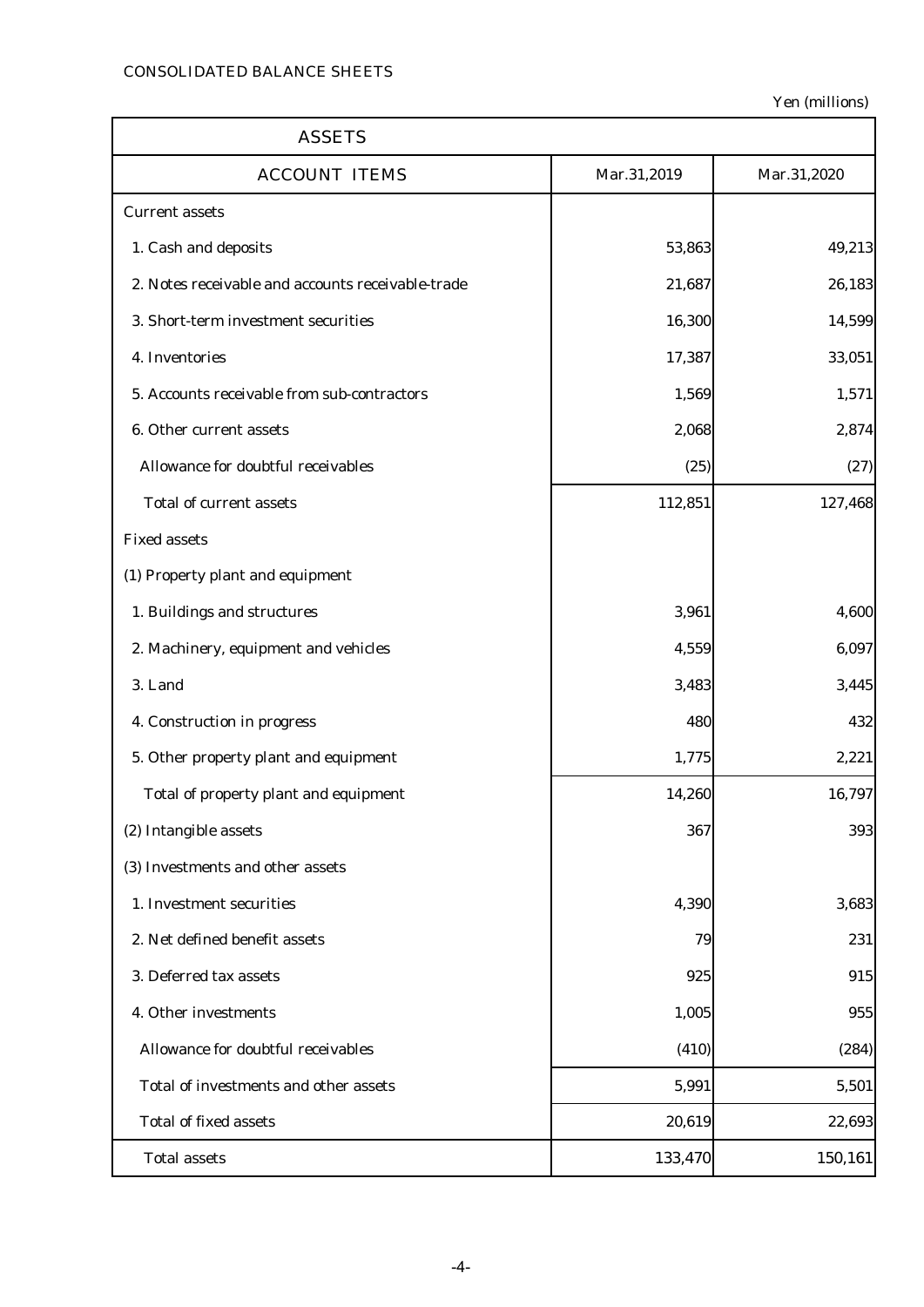CONSOLIDATED BALANCE SHEETS

Yen (millions)

| ASSETS | | |
|---|---|---|
| ACCOUNT ITEMS | Mar.31,2019 | Mar.31,2020 |
| Current assets | | |
| 1. Cash and deposits | 53,863 | 49,213 |
| 2. Notes receivable and accounts receivable-trade | 21,687 | 26,183 |
| 3. Short-term investment securities | 16,300 | 14,599 |
| 4. Inventories | 17,387 | 33,051 |
| 5. Accounts receivable from sub-contractors | 1,569 | 1,571 |
| 6. Other current assets | 2,068 | 2,874 |
| Allowance for doubtful receivables | (25) | (27) |
| Total of current assets | 112,851 | 127,468 |
| Fixed assets | | |
| (1) Property plant and equipment | | |
| 1. Buildings and structures | 3,961 | 4,600 |
| 2. Machinery, equipment and vehicles | 4,559 | 6,097 |
| 3. Land | 3,483 | 3,445 |
| 4. Construction in progress | 480 | 432 |
| 5. Other property plant and equipment | 1,775 | 2,221 |
| Total of property plant and equipment | 14,260 | 16,797 |
| (2) Intangible assets | 367 | 393 |
| (3) Investments and other assets | | |
| 1. Investment securities | 4,390 | 3,683 |
| 2. Net defined benefit assets | 79 | 231 |
| 3. Deferred tax assets | 925 | 915 |
| 4. Other investments | 1,005 | 955 |
| Allowance for doubtful receivables | (410) | (284) |
| Total of investments and other assets | 5,991 | 5,501 |
| Total of fixed assets | 20,619 | 22,693 |
| Total assets | 133,470 | 150,161 |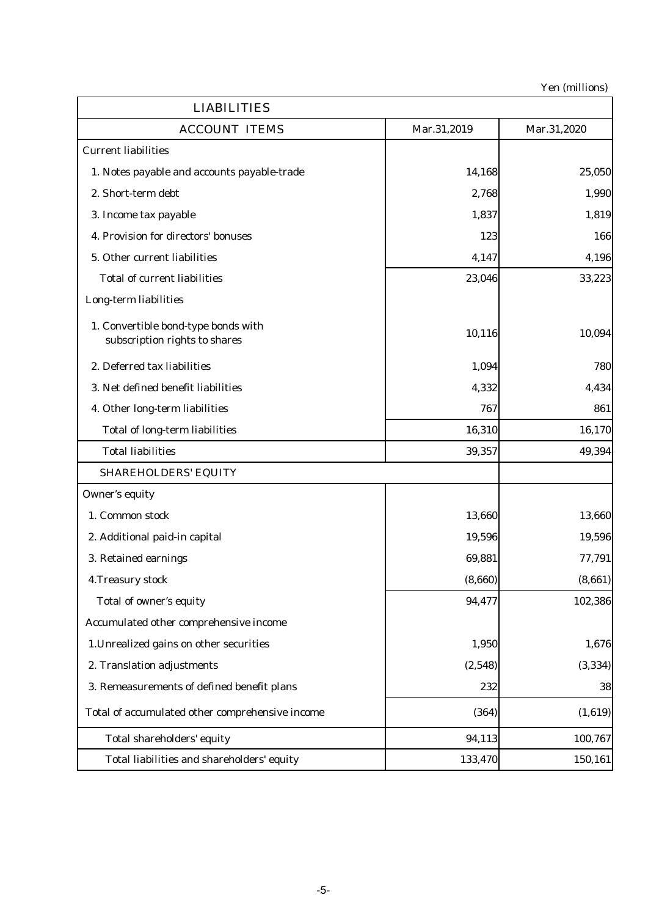Yen (millions)

| LIABILITIES | | |
|---|---|---|
| ACCOUNT ITEMS | Mar.31,2019 | Mar.31,2020 |
| Current liabilities | | |
| 1. Notes payable and accounts payable-trade | 14,168 | 25,050 |
| 2. Short-term debt | 2,768 | 1,990 |
| 3. Income tax payable | 1,837 | 1,819 |
| 4. Provision for directors' bonuses | 123 | 166 |
| 5. Other current liabilities | 4,147 | 4,196 |
| Total of current liabilities | 23,046 | 33,223 |
| Long-term liabilities | | |
| 1. Convertible bond-type bonds with subscription rights to shares | 10,116 | 10,094 |
| 2. Deferred tax liabilities | 1,094 | 780 |
| 3. Net defined benefit liabilities | 4,332 | 4,434 |
| 4. Other long-term liabilities | 767 | 861 |
| Total of long-term liabilities | 16,310 | 16,170 |
| Total liabilities | 39,357 | 49,394 |
| SHAREHOLDERS' EQUITY | | |
| Owner's equity | | |
| 1. Common stock | 13,660 | 13,660 |
| 2. Additional paid-in capital | 19,596 | 19,596 |
| 3. Retained earnings | 69,881 | 77,791 |
| 4.Treasury stock | (8,660) | (8,661) |
| Total of owner's equity | 94,477 | 102,386 |
| Accumulated other comprehensive income | | |
| 1.Unrealized gains on other securities | 1,950 | 1,676 |
| 2. Translation adjustments | (2,548) | (3,334) |
| 3. Remeasurements of defined benefit plans | 232 | 38 |
| Total of accumulated other comprehensive income | (364) | (1,619) |
| Total shareholders' equity | 94,113 | 100,767 |
| Total liabilities and shareholders' equity | 133,470 | 150,161 |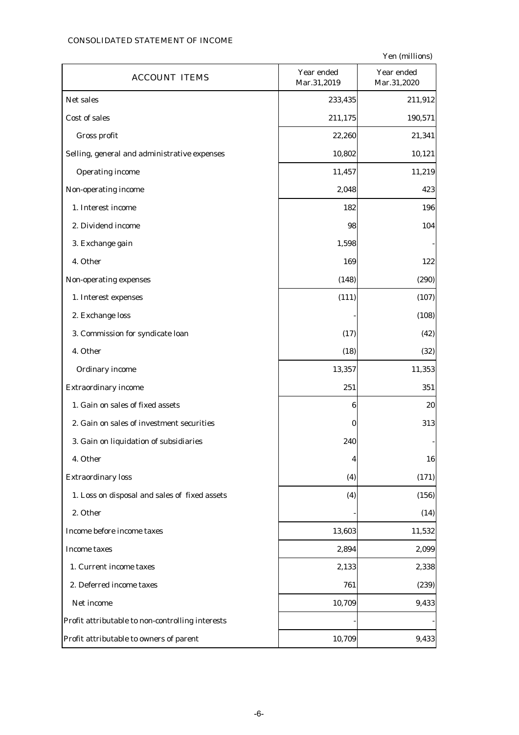CONSOLIDATED STATEMENT OF INCOME

Yen (millions)

| ACCOUNT ITEMS | Year ended Mar.31,2019 | Year ended Mar.31,2020 |
|---|---|---|
| Net sales | 233,435 | 211,912 |
| Cost of sales | 211,175 | 190,571 |
| Gross profit | 22,260 | 21,341 |
| Selling, general and administrative expenses | 10,802 | 10,121 |
| Operating income | 11,457 | 11,219 |
| Non-operating income | 2,048 | 423 |
| 1. Interest income | 182 | 196 |
| 2. Dividend income | 98 | 104 |
| 3. Exchange gain | 1,598 | - |
| 4. Other | 169 | 122 |
| Non-operating expenses | (148) | (290) |
| 1. Interest expenses | (111) | (107) |
| 2. Exchange loss | - | (108) |
| 3. Commission for syndicate loan | (17) | (42) |
| 4. Other | (18) | (32) |
| Ordinary income | 13,357 | 11,353 |
| Extraordinary income | 251 | 351 |
| 1. Gain on sales of fixed assets | 6 | 20 |
| 2. Gain on sales of investment securities | 0 | 313 |
| 3. Gain on liquidation of subsidiaries | 240 | - |
| 4. Other | 4 | 16 |
| Extraordinary loss | (4) | (171) |
| 1. Loss on disposal and sales of fixed assets | (4) | (156) |
| 2. Other | - | (14) |
| Income before income taxes | 13,603 | 11,532 |
| Income taxes | 2,894 | 2,099 |
| 1. Current income taxes | 2,133 | 2,338 |
| 2. Deferred income taxes | 761 | (239) |
| Net income | 10,709 | 9,433 |
| Profit attributable to non-controlling interests | - | - |
| Profit attributable to owners of parent | 10,709 | 9,433 |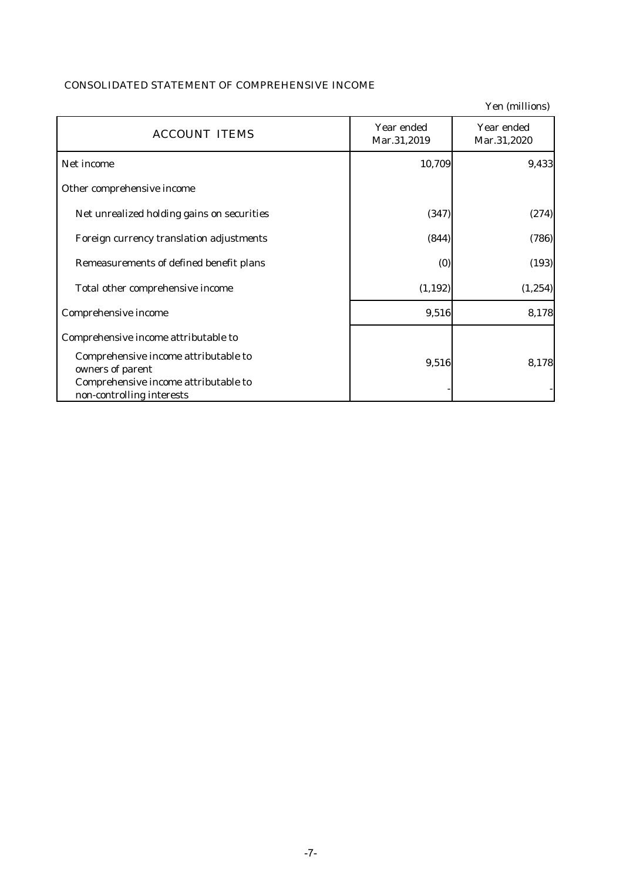## CONSOLIDATED STATEMENT OF COMPREHENSIVE INCOME

Yen (millions)

| ACCOUNT ITEMS | Year ended Mar.31,2019 | Year ended Mar.31,2020 |
|---|---|---|
| Net income | 10,709 | 9,433 |
| Other comprehensive income | | |
| Net unrealized holding gains on securities | (347) | (274) |
| Foreign currency translation adjustments | (844) | (786) |
| Remeasurements of defined benefit plans | (0) | (193) |
| Total other comprehensive income | (1,192) | (1,254) |
| Comprehensive income | 9,516 | 8,178 |
| Comprehensive income attributable to | | |
| Comprehensive income attributable to owners of parent | 9,516 | 8,178 |
| Comprehensive income attributable to non-controlling interests | - | - |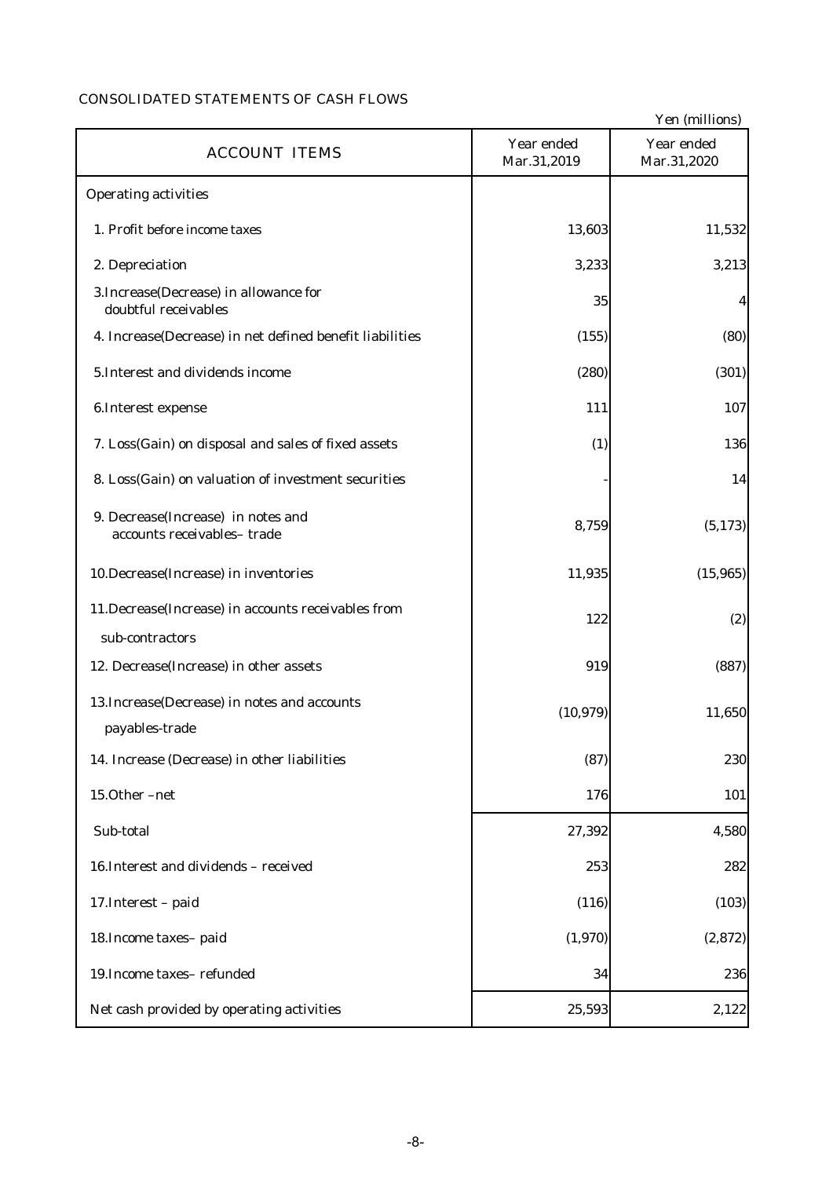CONSOLIDATED STATEMENTS OF CASH FLOWS

Yen (millions)

| ACCOUNT ITEMS | Year ended Mar.31,2019 | Year ended Mar.31,2020 |
|---|---|---|
| Operating activities | | |
| 1. Profit before income taxes | 13,603 | 11,532 |
| 2. Depreciation | 3,233 | 3,213 |
| 3.Increase(Decrease) in allowance for doubtful receivables | 35 | 4 |
| 4. Increase(Decrease) in net defined benefit liabilities | (155) | (80) |
| 5.Interest and dividends income | (280) | (301) |
| 6.Interest expense | 111 | 107 |
| 7. Loss(Gain) on disposal and sales of fixed assets | (1) | 136 |
| 8. Loss(Gain) on valuation of investment securities | - | 14 |
| 9. Decrease(Increase) in notes and accounts receivables– trade | 8,759 | (5,173) |
| 10.Decrease(Increase) in inventories | 11,935 | (15,965) |
| 11.Decrease(Increase) in accounts receivables from sub-contractors | 122 | (2) |
| 12. Decrease(Increase) in other assets | 919 | (887) |
| 13.Increase(Decrease) in notes and accounts payables-trade | (10,979) | 11,650 |
| 14. Increase (Decrease) in other liabilities | (87) | 230 |
| 15.Other –net | 176 | 101 |
| Sub-total | 27,392 | 4,580 |
| 16.Interest and dividends – received | 253 | 282 |
| 17.Interest – paid | (116) | (103) |
| 18.Income taxes– paid | (1,970) | (2,872) |
| 19.Income taxes– refunded | 34 | 236 |
| Net cash provided by operating activities | 25,593 | 2,122 |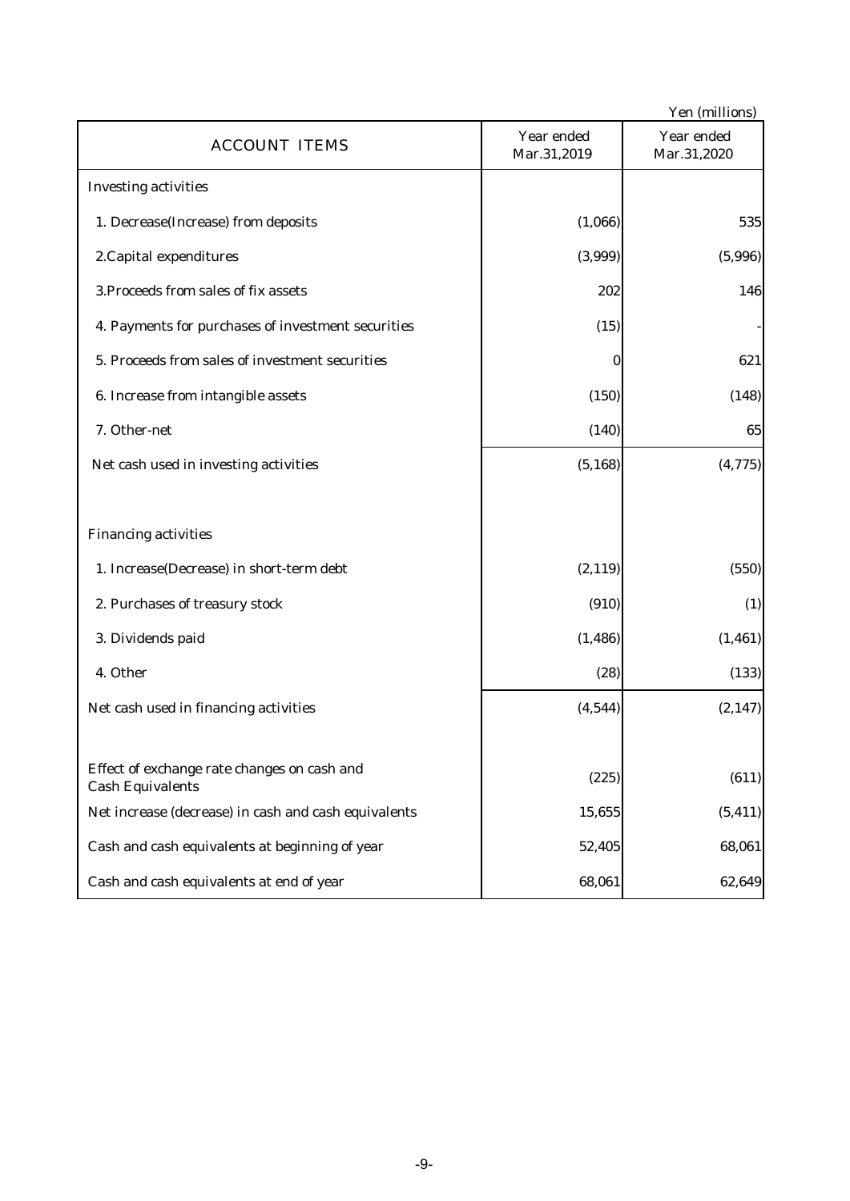Yen (millions)

| ACCOUNT ITEMS | Year ended Mar.31,2019 | Year ended Mar.31,2020 |
| --- | --- | --- |
| Investing activities | | |
| 1. Decrease(Increase) from deposits | (1,066) | 535 |
| 2.Capital expenditures | (3,999) | (5,996) |
| 3.Proceeds from sales of fix assets | 202 | 146 |
| 4. Payments for purchases of investment securities | (15) | - |
| 5. Proceeds from sales of investment securities | 0 | 621 |
| 6. Increase from intangible assets | (150) | (148) |
| 7. Other-net | (140) | 65 |
| Net cash used in investing activities | (5,168) | (4,775) |
| | | |
| Financing activities | | |
| 1. Increase(Decrease) in short-term debt | (2,119) | (550) |
| 2. Purchases of treasury stock | (910) | (1) |
| 3. Dividends paid | (1,486) | (1,461) |
| 4. Other | (28) | (133) |
| Net cash used in financing activities | (4,544) | (2,147) |
| | | |
| Effect of exchange rate changes on cash and Cash Equivalents | (225) | (611) |
| Net increase (decrease) in cash and cash equivalents | 15,655 | (5,411) |
| Cash and cash equivalents at beginning of year | 52,405 | 68,061 |
| Cash and cash equivalents at end of year | 68,061 | 62,649 |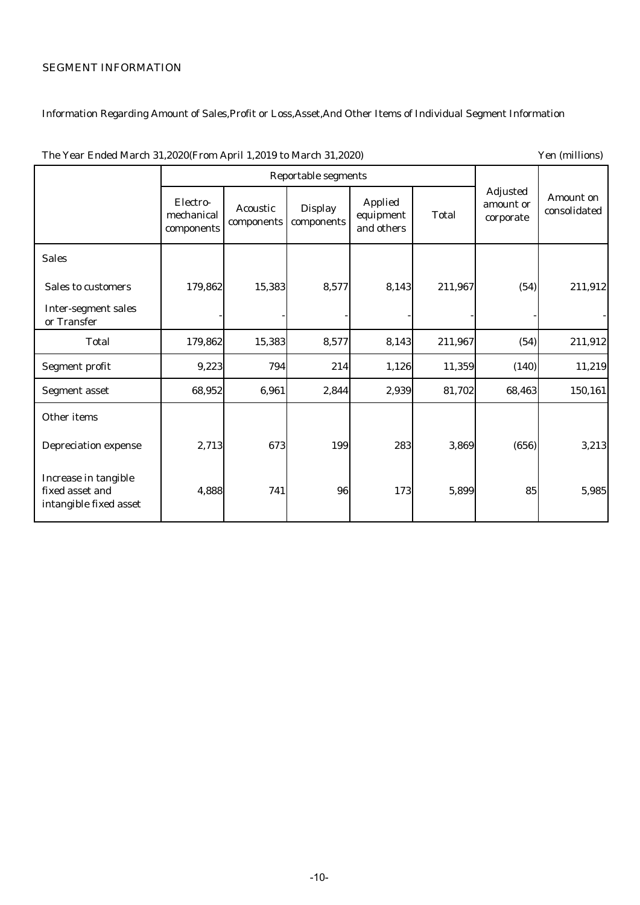SEGMENT INFORMATION

Information Regarding Amount of Sales,Profit or Loss,Asset,And Other Items of Individual Segment Information

The Year Ended March 31,2020(From April 1,2019 to March 31,2020) Yen (millions)

| | Reportable segments | | | | | Adjusted amount or corporate | Amount on consolidated |
|---|---|---|---|---|---|---|---|
| | Electro-mechanical components | Acoustic components | Display components | Applied equipment and others | Total | | |
| Sales | | | | | | | |
| Sales to customers | 179,862 | 15,383 | 8,577 | 8,143 | 211,967 | (54) | 211,912 |
| Inter-segment sales or Transfer | - | - | - | - | - | - | - |
| Total | 179,862 | 15,383 | 8,577 | 8,143 | 211,967 | (54) | 211,912 |
| Segment profit | 9,223 | 794 | 214 | 1,126 | 11,359 | (140) | 11,219 |
| Segment asset | 68,952 | 6,961 | 2,844 | 2,939 | 81,702 | 68,463 | 150,161 |
| Other items | | | | | | | |
| Depreciation expense | 2,713 | 673 | 199 | 283 | 3,869 | (656) | 3,213 |
| Increase in tangible fixed asset and intangible fixed asset | 4,888 | 741 | 96 | 173 | 5,899 | 85 | 5,985 |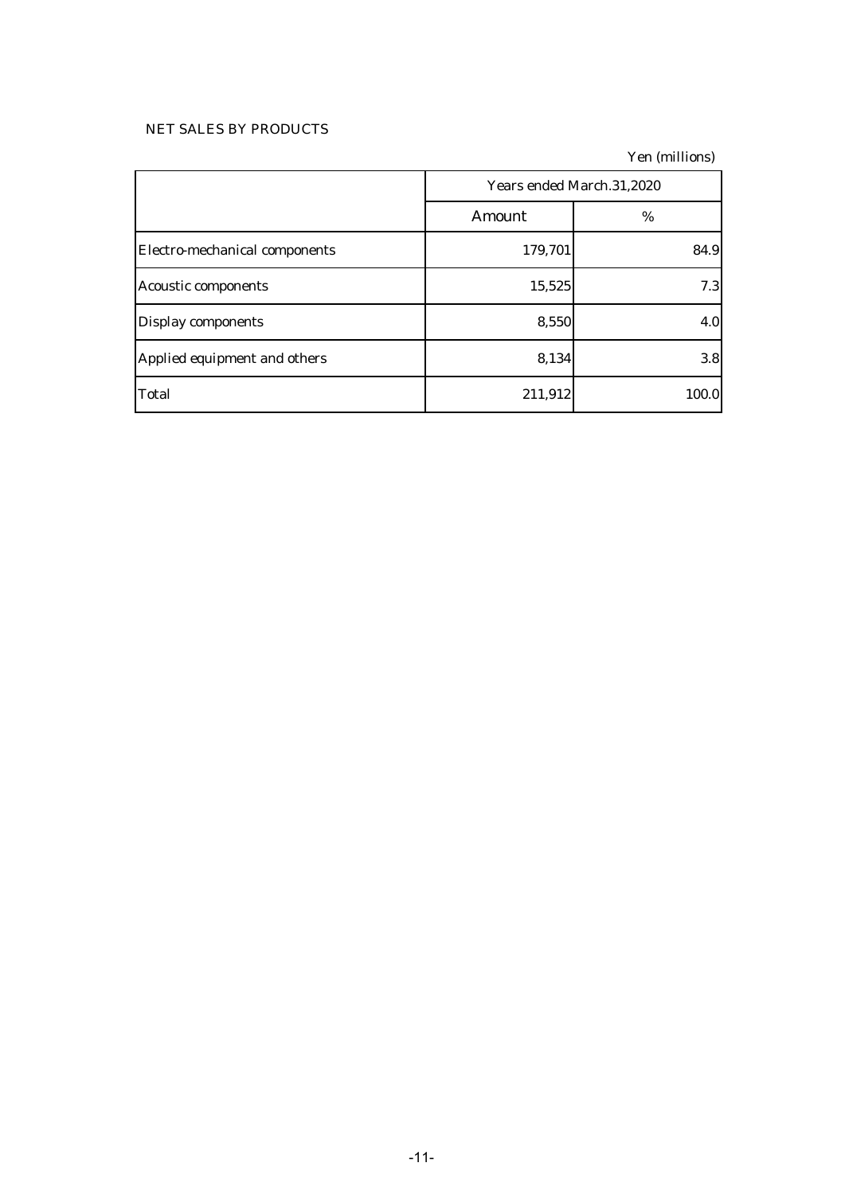NET SALES BY PRODUCTS

Yen (millions)

| | Years ended March.31,2020 | |
|---|---|---|
| | Amount | % |
| Electro-mechanical components | 179,701 | 84.9 |
| Acoustic components | 15,525 | 7.3 |
| Display components | 8,550 | 4.0 |
| Applied equipment and others | 8,134 | 3.8 |
| Total | 211,912 | 100.0 |